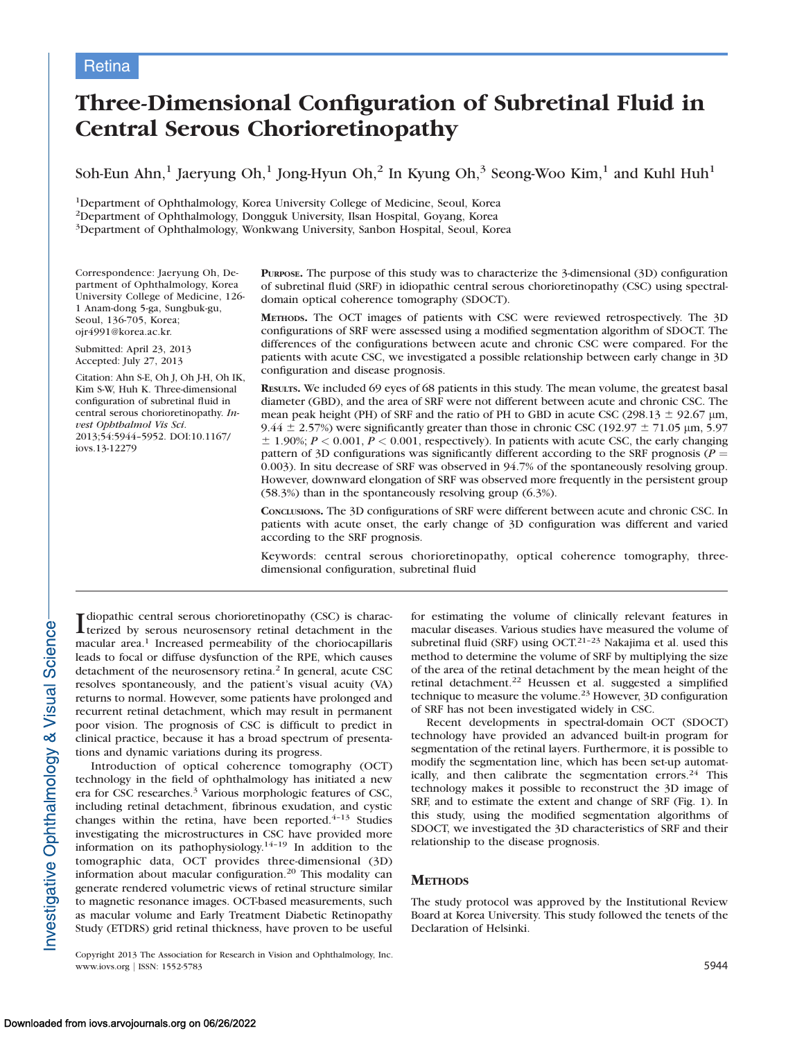Retina

# Three-Dimensional Configuration of Subretinal Fluid in Central Serous Chorioretinopathy

Soh-Eun Ahn,[1] Jaeryung Oh,[1] Jong-Hyun Oh,[2] In Kyung Oh,[3] Seong-Woo Kim,[1] and Kuhl Huh[1]

[1]Department of Ophthalmology, Korea University College of Medicine, Seoul, Korea
[2]Department of Ophthalmology, Dongguk University, Ilsan Hospital, Goyang, Korea
[3]Department of Ophthalmology, Wonkwang University, Sanbon Hospital, Seoul, Korea

Correspondence: Jaeryung Oh, Department of Ophthalmology, Korea University College of Medicine, 126-1 Anam-dong 5-ga, Sungbuk-gu, Seoul, 136-705, Korea; ojr4991@korea.ac.kr.

Submitted: April 23, 2013
Accepted: July 27, 2013

Citation: Ahn S-E, Oh J, Oh J-H, Oh IK, Kim S-W, Huh K. Three-dimensional configuration of subretinal fluid in central serous chorioretinopathy. *Invest Ophthalmol Vis Sci*. 2013;54:5944–5952. DOI:10.1167/iovs.13-12279

**PURPOSE.** The purpose of this study was to characterize the 3-dimensional (3D) configuration of subretinal fluid (SRF) in idiopathic central serous chorioretinopathy (CSC) using spectral-domain optical coherence tomography (SDOCT).

**METHODS.** The OCT images of patients with CSC were reviewed retrospectively. The 3D configurations of SRF were assessed using a modified segmentation algorithm of SDOCT. The differences of the configurations between acute and chronic CSC were compared. For the patients with acute CSC, we investigated a possible relationship between early change in 3D configuration and disease prognosis.

**RESULTS.** We included 69 eyes of 68 patients in this study. The mean volume, the greatest basal diameter (GBD), and the area of SRF were not different between acute and chronic CSC. The mean peak height (PH) of SRF and the ratio of PH to GBD in acute CSC (298.13 ± 92.67 μm, 9.44 ± 2.57%) were significantly greater than those in chronic CSC (192.97 ± 71.05 μm, 5.97 ± 1.90%; $P < 0.001$, $P < 0.001$, respectively). In patients with acute CSC, the early changing pattern of 3D configurations was significantly different according to the SRF prognosis ($P = 0.003$). In situ decrease of SRF was observed in 94.7% of the spontaneously resolving group. However, downward elongation of SRF was observed more frequently in the persistent group (58.3%) than in the spontaneously resolving group (6.3%).

**CONCLUSIONS.** The 3D configurations of SRF were different between acute and chronic CSC. In patients with acute onset, the early change of 3D configuration was different and varied according to the SRF prognosis.

Keywords: central serous chorioretinopathy, optical coherence tomography, three-dimensional configuration, subretinal fluid

Idiopathic central serous chorioretinopathy (CSC) is characterized by serous neurosensory retinal detachment in the macular area.[1] Increased permeability of the choriocapillaris leads to focal or diffuse dysfunction of the RPE, which causes detachment of the neurosensory retina.[2] In general, acute CSC resolves spontaneously, and the patient's visual acuity (VA) returns to normal. However, some patients have prolonged and recurrent retinal detachment, which may result in permanent poor vision. The prognosis of CSC is difficult to predict in clinical practice, because it has a broad spectrum of presentations and dynamic variations during its progress.

Introduction of optical coherence tomography (OCT) technology in the field of ophthalmology has initiated a new era for CSC researches.[3] Various morphologic features of CSC, including retinal detachment, fibrinous exudation, and cystic changes within the retina, have been reported.[4–13] Studies investigating the microstructures in CSC have provided more information on its pathophysiology.[14–19] In addition to the tomographic data, OCT provides three-dimensional (3D) information about macular configuration.[20] This modality can generate rendered volumetric views of retinal structure similar to magnetic resonance images. OCT-based measurements, such as macular volume and Early Treatment Diabetic Retinopathy Study (ETDRS) grid retinal thickness, have proven to be useful for estimating the volume of clinically relevant features in macular diseases. Various studies have measured the volume of subretinal fluid (SRF) using OCT.[21–23] Nakajima et al. used this method to determine the volume of SRF by multiplying the size of the area of the retinal detachment by the mean height of the retinal detachment.[22] Heussen et al. suggested a simplified technique to measure the volume.[23] However, 3D configuration of SRF has not been investigated widely in CSC.

Recent developments in spectral-domain OCT (SDOCT) technology have provided an advanced built-in program for segmentation of the retinal layers. Furthermore, it is possible to modify the segmentation line, which has been set-up automatically, and then calibrate the segmentation errors.[24] This technology makes it possible to reconstruct the 3D image of SRF, and to estimate the extent and change of SRF (Fig. 1). In this study, using the modified segmentation algorithms of SDOCT, we investigated the 3D characteristics of SRF and their relationship to the disease prognosis.

## METHODS

The study protocol was approved by the Institutional Review Board at Korea University. This study followed the tenets of the Declaration of Helsinki.

Copyright 2013 The Association for Research in Vision and Ophthalmology, Inc.
www.iovs.org | ISSN: 1552-5783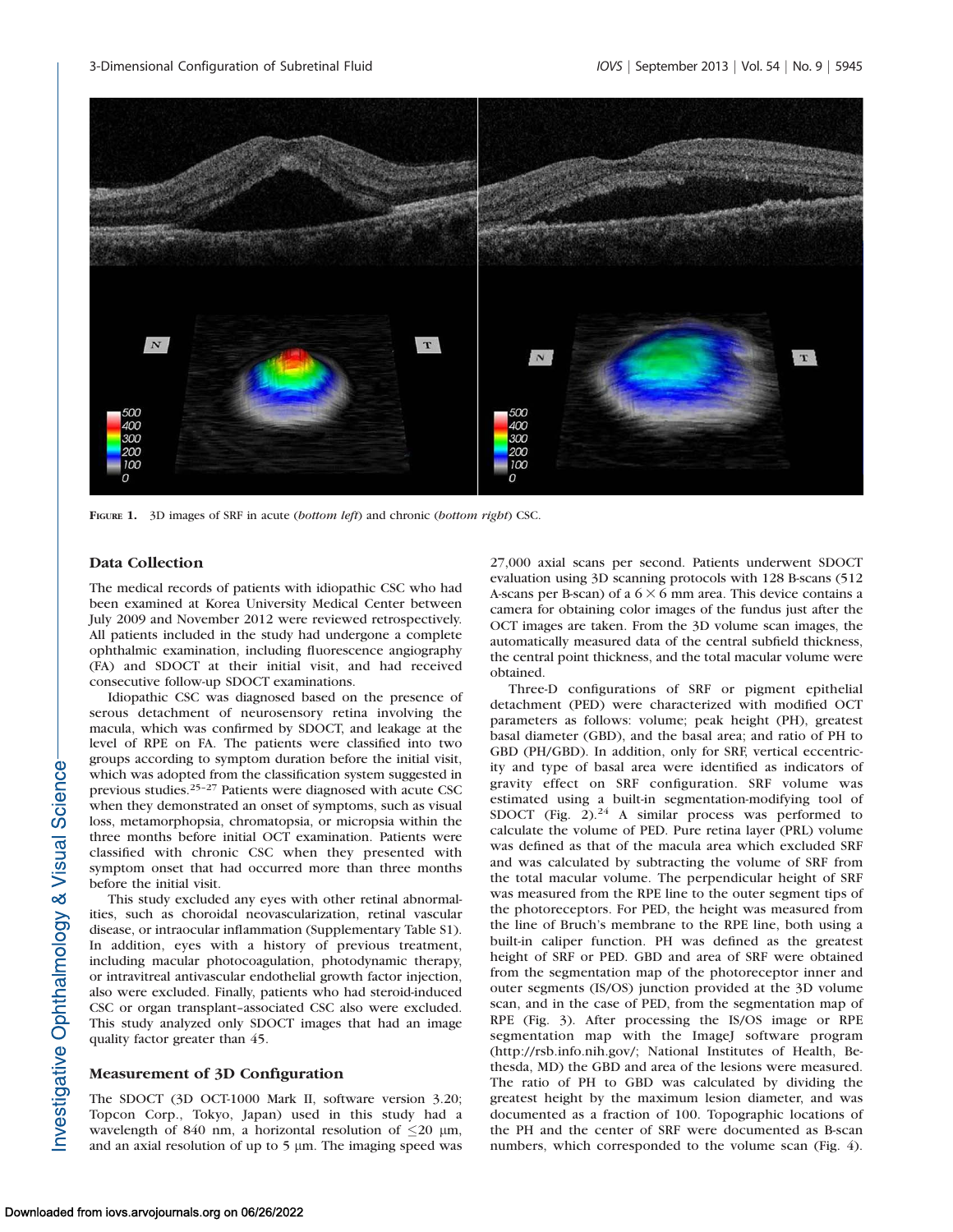FIGURE 1. 3D images of SRF in acute (*bottom left*) and chronic (*bottom right*) CSC.

### Data Collection

The medical records of patients with idiopathic CSC who had been examined at Korea University Medical Center between July 2009 and November 2012 were reviewed retrospectively. All patients included in the study had undergone a complete ophthalmic examination, including fluorescence angiography (FA) and SDOCT at their initial visit, and had received consecutive follow-up SDOCT examinations.

Idiopathic CSC was diagnosed based on the presence of serous detachment of neurosensory retina involving the macula, which was confirmed by SDOCT, and leakage at the level of RPE on FA. The patients were classified into two groups according to symptom duration before the initial visit, which was adopted from the classification system suggested in previous studies.[25–27] Patients were diagnosed with acute CSC when they demonstrated an onset of symptoms, such as visual loss, metamorphopsia, chromatopsia, or micropsia within the three months before initial OCT examination. Patients were classified with chronic CSC when they presented with symptom onset that had occurred more than three months before the initial visit.

This study excluded any eyes with other retinal abnormalities, such as choroidal neovascularization, retinal vascular disease, or intraocular inflammation (Supplementary Table S1). In addition, eyes with a history of previous treatment, including macular photocoagulation, photodynamic therapy, or intravitreal antivascular endothelial growth factor injection, also were excluded. Finally, patients who had steroid-induced CSC or organ transplant–associated CSC also were excluded. This study analyzed only SDOCT images that had an image quality factor greater than 45.

### Measurement of 3D Configuration

The SDOCT (3D OCT-1000 Mark II, software version 3.20; Topcon Corp., Tokyo, Japan) used in this study had a wavelength of 840 nm, a horizontal resolution of ≤20 μm, and an axial resolution of up to 5 μm. The imaging speed was 27,000 axial scans per second. Patients underwent SDOCT evaluation using 3D scanning protocols with 128 B-scans (512 A-scans per B-scan) of a 6 × 6 mm area. This device contains a camera for obtaining color images of the fundus just after the OCT images are taken. From the 3D volume scan images, the automatically measured data of the central subfield thickness, the central point thickness, and the total macular volume were obtained.

Three-D configurations of SRF or pigment epithelial detachment (PED) were characterized with modified OCT parameters as follows: volume; peak height (PH), greatest basal diameter (GBD), and the basal area; and ratio of PH to GBD (PH/GBD). In addition, only for SRF, vertical eccentricity and type of basal area were identified as indicators of gravity effect on SRF configuration. SRF volume was estimated using a built-in segmentation-modifying tool of SDOCT (Fig. 2).[24] A similar process was performed to calculate the volume of PED. Pure retina layer (PRL) volume was defined as that of the macula area which excluded SRF and was calculated by subtracting the volume of SRF from the total macular volume. The perpendicular height of SRF was measured from the RPE line to the outer segment tips of the photoreceptors. For PED, the height was measured from the line of Bruch's membrane to the RPE line, both using a built-in caliper function. PH was defined as the greatest height of SRF or PED. GBD and area of SRF were obtained from the segmentation map of the photoreceptor inner and outer segments (IS/OS) junction provided at the 3D volume scan, and in the case of PED, from the segmentation map of RPE (Fig. 3). After processing the IS/OS image or RPE segmentation map with the ImageJ software program (http://rsb.info.nih.gov/; National Institutes of Health, Bethesda, MD) the GBD and area of the lesions were measured. The ratio of PH to GBD was calculated by dividing the greatest height by the maximum lesion diameter, and was documented as a fraction of 100. Topographic locations of the PH and the center of SRF were documented as B-scan numbers, which corresponded to the volume scan (Fig. 4).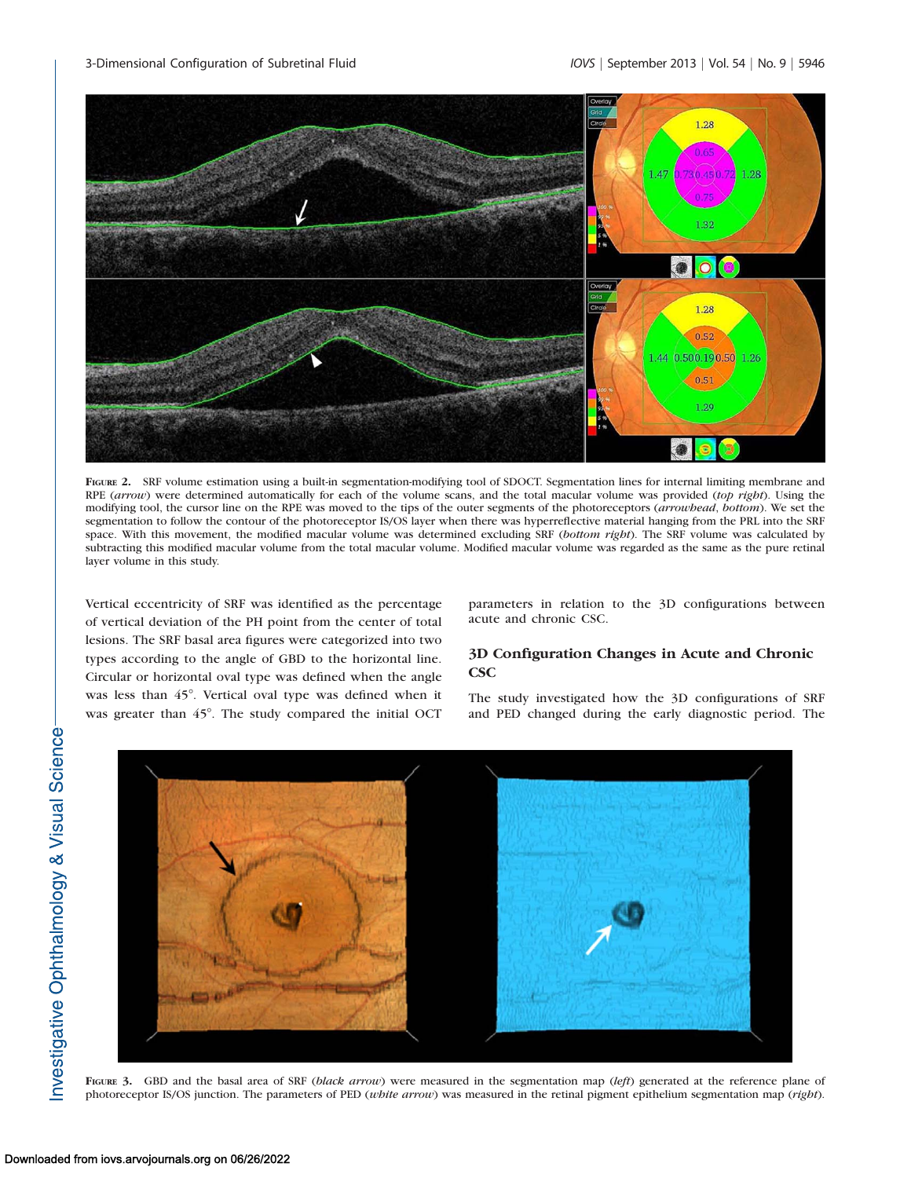**Figure 2.** SRF volume estimation using a built-in segmentation-modifying tool of SDOCT. Segmentation lines for internal limiting membrane and RPE (*arrow*) were determined automatically for each of the volume scans, and the total macular volume was provided (*top right*). Using the modifying tool, the cursor line on the RPE was moved to the tips of the outer segments of the photoreceptors (*arrowhead*, *bottom*). We set the segmentation to follow the contour of the photoreceptor IS/OS layer when there was hyperreflective material hanging from the PRL into the SRF space. With this movement, the modified macular volume was determined excluding SRF (*bottom right*). The SRF volume was calculated by subtracting this modified macular volume from the total macular volume. Modified macular volume was regarded as the same as the pure retinal layer volume in this study.

Vertical eccentricity of SRF was identified as the percentage of vertical deviation of the PH point from the center of total lesions. The SRF basal area figures were categorized into two types according to the angle of GBD to the horizontal line. Circular or horizontal oval type was defined when the angle was less than 45°. Vertical oval type was defined when it was greater than 45°. The study compared the initial OCT parameters in relation to the 3D configurations between acute and chronic CSC.

### 3D Configuration Changes in Acute and Chronic CSC

The study investigated how the 3D configurations of SRF and PED changed during the early diagnostic period. The

**Figure 3.** GBD and the basal area of SRF (*black arrow*) were measured in the segmentation map (*left*) generated at the reference plane of photoreceptor IS/OS junction. The parameters of PED (*white arrow*) was measured in the retinal pigment epithelium segmentation map (*right*).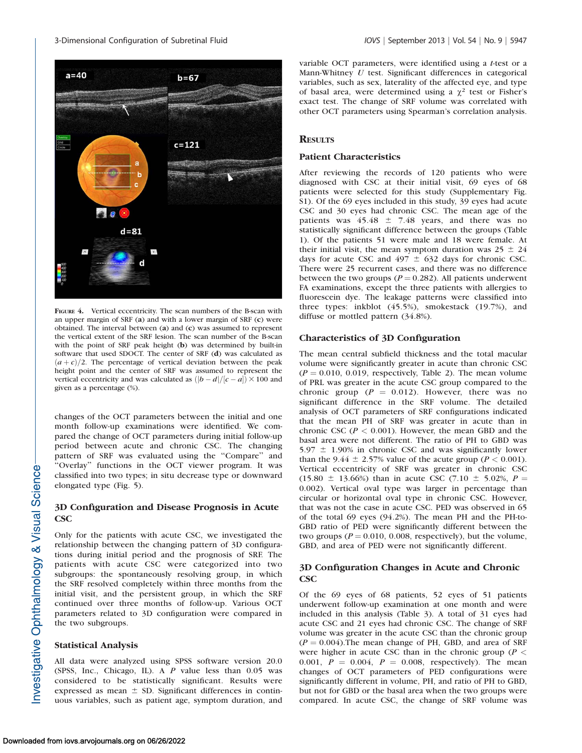FIGURE 4. Vertical eccentricity. The scan numbers of the B-scan with an upper margin of SRF (**a**) and with a lower margin of SRF (**c**) were obtained. The interval between (**a**) and (**c**) was assumed to represent the vertical extent of the SRF lesion. The scan number of the B-scan with the point of SRF peak height (**b**) was determined by built-in software that used SDOCT. The center of SRF (**d**) was calculated as $(a + c)/2$. The percentage of vertical deviation between the peak height point and the center of SRF was assumed to represent the vertical eccentricity and was calculated as $(|b - d|/[c - a]) \times 100$ and given as a percentage (%).

changes of the OCT parameters between the initial and one month follow-up examinations were identified. We compared the change of OCT parameters during initial follow-up period between acute and chronic CSC. The changing pattern of SRF was evaluated using the "Compare" and "Overlay" functions in the OCT viewer program. It was classified into two types; in situ decrease type or downward elongated type (Fig. 5).

### 3D Configuration and Disease Prognosis in Acute CSC

Only for the patients with acute CSC, we investigated the relationship between the changing pattern of 3D configurations during initial period and the prognosis of SRF. The patients with acute CSC were categorized into two subgroups: the spontaneously resolving group, in which the SRF resolved completely within three months from the initial visit, and the persistent group, in which the SRF continued over three months of follow-up. Various OCT parameters related to 3D configuration were compared in the two subgroups.

### Statistical Analysis

All data were analyzed using SPSS software version 20.0 (SPSS, Inc., Chicago, IL). A *P* value less than 0.05 was considered to be statistically significant. Results were expressed as mean ± SD. Significant differences in continuous variables, such as patient age, symptom duration, and variable OCT parameters, were identified using a *t*-test or a Mann-Whitney *U* test. Significant differences in categorical variables, such as sex, laterality of the affected eye, and type of basal area, were determined using a $\chi^2$ test or Fisher's exact test. The change of SRF volume was correlated with other OCT parameters using Spearman's correlation analysis.

## RESULTS

### Patient Characteristics

After reviewing the records of 120 patients who were diagnosed with CSC at their initial visit, 69 eyes of 68 patients were selected for this study (Supplementary Fig. S1). Of the 69 eyes included in this study, 39 eyes had acute CSC and 30 eyes had chronic CSC. The mean age of the patients was 45.48 ± 7.48 years, and there was no statistically significant difference between the groups (Table 1). Of the patients 51 were male and 18 were female. At their initial visit, the mean symptom duration was 25 ± 24 days for acute CSC and 497 ± 632 days for chronic CSC. There were 25 recurrent cases, and there was no difference between the two groups ($P = 0.282$). All patients underwent FA examinations, except the three patients with allergies to fluorescein dye. The leakage patterns were classified into three types: inkblot (45.5%), smokestack (19.7%), and diffuse or mottled pattern (34.8%).

### Characteristics of 3D Configuration

The mean central subfield thickness and the total macular volume were significantly greater in acute than chronic CSC ($P = 0.010$, 0.019, respectively, Table 2). The mean volume of PRL was greater in the acute CSC group compared to the chronic group ($P = 0.012$). However, there was no significant difference in the SRF volume. The detailed analysis of OCT parameters of SRF configurations indicated that the mean PH of SRF was greater in acute than in chronic CSC ($P < 0.001$). However, the mean GBD and the basal area were not different. The ratio of PH to GBD was 5.97 ± 1.90% in chronic CSC and was significantly lower than the 9.44 ± 2.57% value of the acute group ($P < 0.001$). Vertical eccentricity of SRF was greater in chronic CSC (15.80 ± 13.66%) than in acute CSC (7.10 ± 5.02%, $P = 0.002$). Vertical oval type was larger in percentage than circular or horizontal oval type in chronic CSC. However, that was not the case in acute CSC. PED was observed in 65 of the total 69 eyes (94.2%). The mean PH and the PH-to-GBD ratio of PED were significantly different between the two groups ($P = 0.010$, 0.008, respectively), but the volume, GBD, and area of PED were not significantly different.

### 3D Configuration Changes in Acute and Chronic CSC

Of the 69 eyes of 68 patients, 52 eyes of 51 patients underwent follow-up examination at one month and were included in this analysis (Table 3). A total of 31 eyes had acute CSC and 21 eyes had chronic CSC. The change of SRF volume was greater in the acute CSC than the chronic group ($P = 0.004$).The mean change of PH, GBD, and area of SRF were higher in acute CSC than in the chronic group ($P < 0.001$, $P = 0.004$, $P = 0.008$, respectively). The mean changes of OCT parameters of PED configurations were significantly different in volume, PH, and ratio of PH to GBD, but not for GBD or the basal area when the two groups were compared. In acute CSC, the change of SRF volume was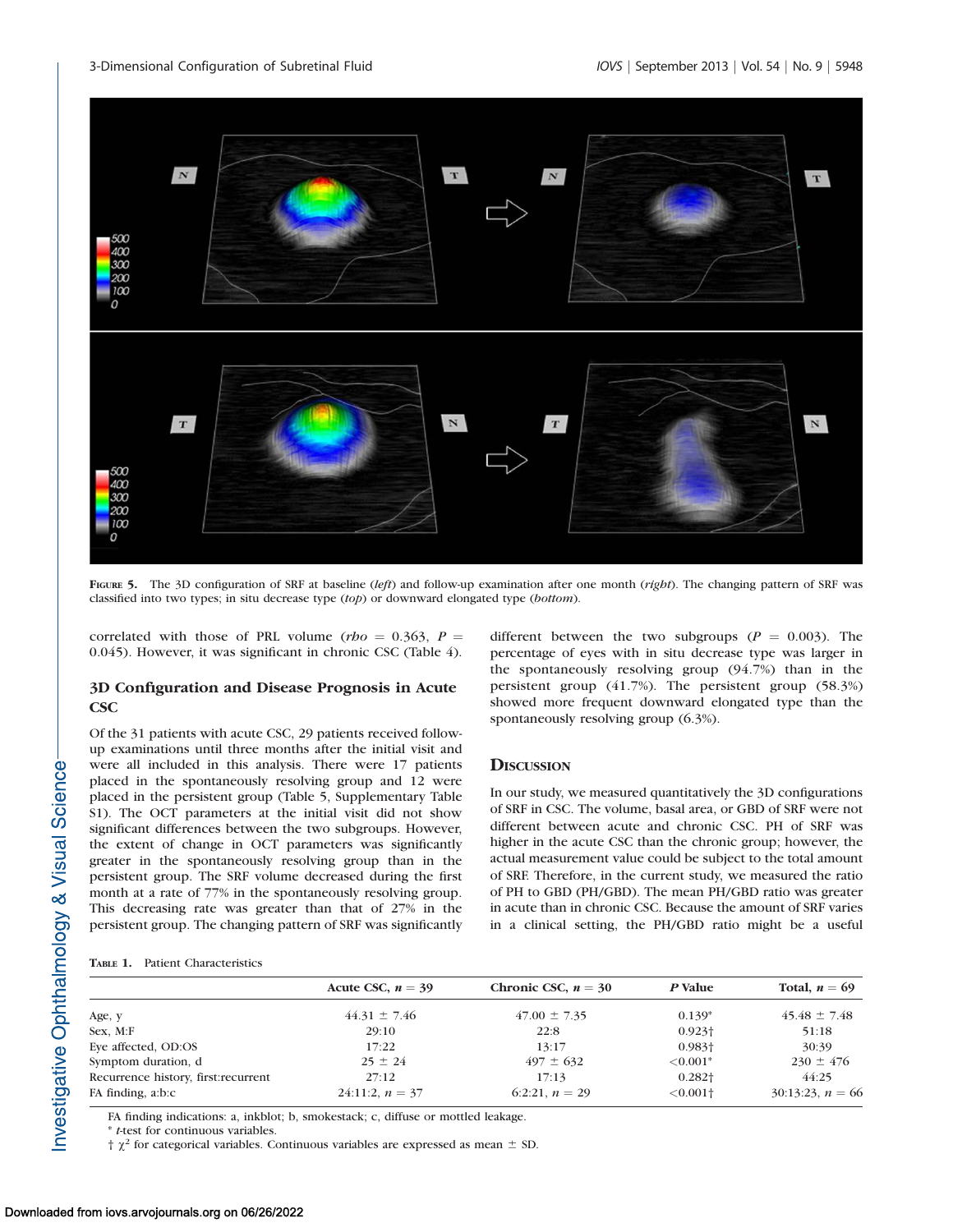FIGURE 5. The 3D configuration of SRF at baseline (*left*) and follow-up examination after one month (*right*). The changing pattern of SRF was classified into two types; in situ decrease type (*top*) or downward elongated type (*bottom*).

correlated with those of PRL volume (*rho* = 0.363, *P* = 0.045). However, it was significant in chronic CSC (Table 4).

### 3D Configuration and Disease Prognosis in Acute CSC

Of the 31 patients with acute CSC, 29 patients received follow-up examinations until three months after the initial visit and were all included in this analysis. There were 17 patients placed in the spontaneously resolving group and 12 were placed in the persistent group (Table 5, Supplementary Table S1). The OCT parameters at the initial visit did not show significant differences between the two subgroups. However, the extent of change in OCT parameters was significantly greater in the spontaneously resolving group than in the persistent group. The SRF volume decreased during the first month at a rate of 77% in the spontaneously resolving group. This decreasing rate was greater than that of 27% in the persistent group. The changing pattern of SRF was significantly different between the two subgroups (*P* = 0.003). The percentage of eyes with in situ decrease type was larger in the spontaneously resolving group (94.7%) than in the persistent group (41.7%). The persistent group (58.3%) showed more frequent downward elongated type than the spontaneously resolving group (6.3%).

## DISCUSSION

In our study, we measured quantitatively the 3D configurations of SRF in CSC. The volume, basal area, or GBD of SRF were not different between acute and chronic CSC. PH of SRF was higher in the acute CSC than the chronic group; however, the actual measurement value could be subject to the total amount of SRF. Therefore, in the current study, we measured the ratio of PH to GBD (PH/GBD). The mean PH/GBD ratio was greater in acute than in chronic CSC. Because the amount of SRF varies in a clinical setting, the PH/GBD ratio might be a useful

TABLE 1. Patient Characteristics

| | Acute CSC, *n* = 39 | Chronic CSC, *n* = 30 | *P* Value | Total, *n* = 69 |
|---|---|---|---|---|
| Age, y | 44.31 ± 7.46 | 47.00 ± 7.35 | 0.139* | 45.48 ± 7.48 |
| Sex, M:F | 29:10 | 22:8 | 0.923† | 51:18 |
| Eye affected, OD:OS | 17:22 | 13:17 | 0.983† | 30:39 |
| Symptom duration, d | 25 ± 24 | 497 ± 632 | <0.001* | 230 ± 476 |
| Recurrence history, first:recurrent | 27:12 | 17:13 | 0.282† | 44:25 |
| FA finding, a:b:c | 24:11:2, *n* = 37 | 6:2:21, *n* = 29 | <0.001† | 30:13:23, *n* = 66 |

FA finding indications: a, inkblot; b, smokestack; c, diffuse or mottled leakage.

\* *t*-test for continuous variables.

† $\chi^2$ for categorical variables. Continuous variables are expressed as mean ± SD.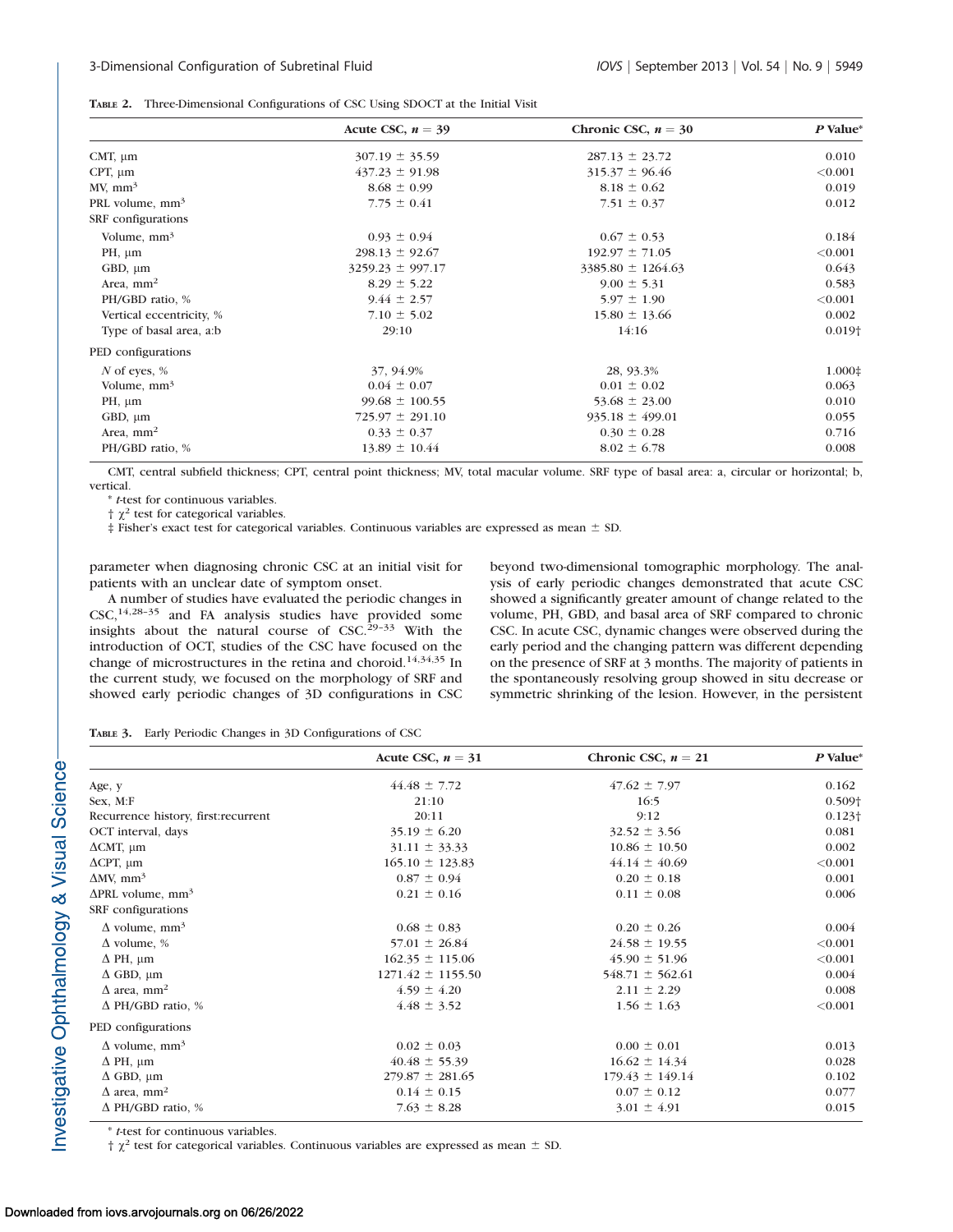**Table 2.** Three-Dimensional Configurations of CSC Using SDOCT at the Initial Visit

| | Acute CSC, $n = 39$ | Chronic CSC, $n = 30$ | *P* Value* |
|---|---|---|---|
| CMT, μm | 307.19 ± 35.59 | 287.13 ± 23.72 | 0.010 |
| CPT, μm | 437.23 ± 91.98 | 315.37 ± 96.46 | <0.001 |
| MV, $mm^3$ | 8.68 ± 0.99 | 8.18 ± 0.62 | 0.019 |
| PRL volume, $mm^3$ | 7.75 ± 0.41 | 7.51 ± 0.37 | 0.012 |
| SRF configurations | | | |
| Volume, $mm^3$ | 0.93 ± 0.94 | 0.67 ± 0.53 | 0.184 |
| PH, μm | 298.13 ± 92.67 | 192.97 ± 71.05 | <0.001 |
| GBD, μm | 3259.23 ± 997.17 | 3385.80 ± 1264.63 | 0.643 |
| Area, $mm^2$ | 8.29 ± 5.22 | 9.00 ± 5.31 | 0.583 |
| PH/GBD ratio, % | 9.44 ± 2.57 | 5.97 ± 1.90 | <0.001 |
| Vertical eccentricity, % | 7.10 ± 5.02 | 15.80 ± 13.66 | 0.002 |
| Type of basal area, a:b | 29:10 | 14:16 | 0.019† |
| PED configurations | | | |
| *N* of eyes, % | 37, 94.9% | 28, 93.3% | 1.000‡ |
| Volume, $mm^3$ | 0.04 ± 0.07 | 0.01 ± 0.02 | 0.063 |
| PH, μm | 99.68 ± 100.55 | 53.68 ± 23.00 | 0.010 |
| GBD, μm | 725.97 ± 291.10 | 935.18 ± 499.01 | 0.055 |
| Area, $mm^2$ | 0.33 ± 0.37 | 0.30 ± 0.28 | 0.716 |
| PH/GBD ratio, % | 13.89 ± 10.44 | 8.02 ± 6.78 | 0.008 |

CMT, central subfield thickness; CPT, central point thickness; MV, total macular volume. SRF type of basal area: a, circular or horizontal; b, vertical.

\* *t*-test for continuous variables.

† $\chi^2$ test for categorical variables.

‡ Fisher's exact test for categorical variables. Continuous variables are expressed as mean ± SD.

parameter when diagnosing chronic CSC at an initial visit for patients with an unclear date of symptom onset.

A number of studies have evaluated the periodic changes in CSC,[14,28–35] and FA analysis studies have provided some insights about the natural course of CSC.[29–33] With the introduction of OCT, studies of the CSC have focused on the change of microstructures in the retina and choroid.[14,34,35] In the current study, we focused on the morphology of SRF and showed early periodic changes of 3D configurations in CSC beyond two-dimensional tomographic morphology. The analysis of early periodic changes demonstrated that acute CSC showed a significantly greater amount of change related to the volume, PH, GBD, and basal area of SRF compared to chronic CSC. In acute CSC, dynamic changes were observed during the early period and the changing pattern was different depending on the presence of SRF at 3 months. The majority of patients in the spontaneously resolving group showed in situ decrease or symmetric shrinking of the lesion. However, in the persistent

**Table 3.** Early Periodic Changes in 3D Configurations of CSC

| | Acute CSC, $n = 31$ | Chronic CSC, $n = 21$ | *P* Value* |
|---|---|---|---|
| Age, y | 44.48 ± 7.72 | 47.62 ± 7.97 | 0.162 |
| Sex, M:F | 21:10 | 16:5 | 0.509† |
| Recurrence history, first:recurrent | 20:11 | 9:12 | 0.123† |
| OCT interval, days | 35.19 ± 6.20 | 32.52 ± 3.56 | 0.081 |
| ΔCMT, μm | 31.11 ± 33.33 | 10.86 ± 10.50 | 0.002 |
| ΔCPT, μm | 165.10 ± 123.83 | 44.14 ± 40.69 | <0.001 |
| ΔMV, $mm^3$ | 0.87 ± 0.94 | 0.20 ± 0.18 | 0.001 |
| ΔPRL volume, $mm^3$ | 0.21 ± 0.16 | 0.11 ± 0.08 | 0.006 |
| SRF configurations | | | |
| Δ volume, $mm^3$ | 0.68 ± 0.83 | 0.20 ± 0.26 | 0.004 |
| Δ volume, % | 57.01 ± 26.84 | 24.58 ± 19.55 | <0.001 |
| Δ PH, μm | 162.35 ± 115.06 | 45.90 ± 51.96 | <0.001 |
| Δ GBD, μm | 1271.42 ± 1155.50 | 548.71 ± 562.61 | 0.004 |
| Δ area, $mm^2$ | 4.59 ± 4.20 | 2.11 ± 2.29 | 0.008 |
| Δ PH/GBD ratio, % | 4.48 ± 3.52 | 1.56 ± 1.63 | <0.001 |
| PED configurations | | | |
| Δ volume, $mm^3$ | 0.02 ± 0.03 | 0.00 ± 0.01 | 0.013 |
| Δ PH, μm | 40.48 ± 55.39 | 16.62 ± 14.34 | 0.028 |
| Δ GBD, μm | 279.87 ± 281.65 | 179.43 ± 149.14 | 0.102 |
| Δ area, $mm^2$ | 0.14 ± 0.15 | 0.07 ± 0.12 | 0.077 |
| Δ PH/GBD ratio, % | 7.63 ± 8.28 | 3.01 ± 4.91 | 0.015 |

\* *t*-test for continuous variables.

† $\chi^2$ test for categorical variables. Continuous variables are expressed as mean ± SD.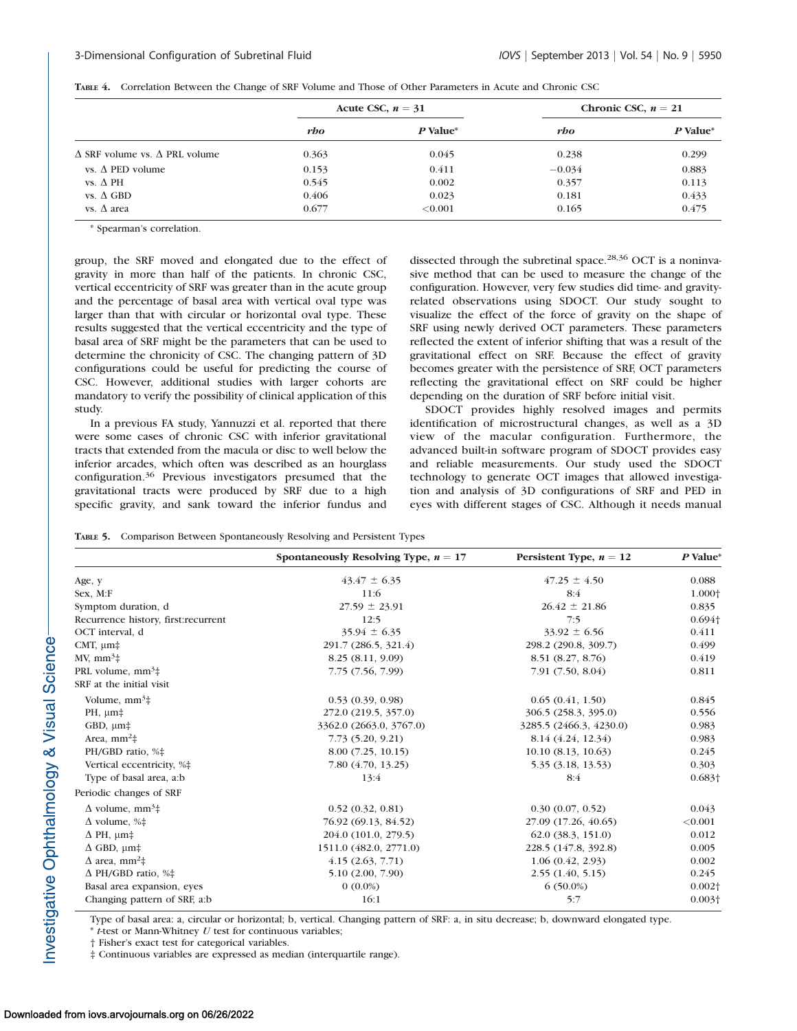**TABLE 4.** Correlation Between the Change of SRF Volume and Those of Other Parameters in Acute and Chronic CSC

| | Acute CSC, $n = 31$ | | Chronic CSC, $n = 21$ | |
|---|---|---|---|---|
| | *rho* | *P* Value* | *rho* | *P* Value* |
| Δ SRF volume vs. Δ PRL volume | 0.363 | 0.045 | 0.238 | 0.299 |
| vs. Δ PED volume | 0.153 | 0.411 | −0.034 | 0.883 |
| vs. Δ PH | 0.545 | 0.002 | 0.357 | 0.113 |
| vs. Δ GBD | 0.406 | 0.023 | 0.181 | 0.433 |
| vs. Δ area | 0.677 | <0.001 | 0.165 | 0.475 |

\* Spearman's correlation.

group, the SRF moved and elongated due to the effect of gravity in more than half of the patients. In chronic CSC, vertical eccentricity of SRF was greater than in the acute group and the percentage of basal area with vertical oval type was larger than that with circular or horizontal oval type. These results suggested that the vertical eccentricity and the type of basal area of SRF might be the parameters that can be used to determine the chronicity of CSC. The changing pattern of 3D configurations could be useful for predicting the course of CSC. However, additional studies with larger cohorts are mandatory to verify the possibility of clinical application of this study.

In a previous FA study, Yannuzzi et al. reported that there were some cases of chronic CSC with inferior gravitational tracts that extended from the macula or disc to well below the inferior arcades, which often was described as an hourglass configuration.[36] Previous investigators presumed that the gravitational tracts were produced by SRF due to a high specific gravity, and sank toward the inferior fundus and dissected through the subretinal space.[28,36] OCT is a noninvasive method that can be used to measure the change of the configuration. However, very few studies did time- and gravity-related observations using SDOCT. Our study sought to visualize the effect of the force of gravity on the shape of SRF using newly derived OCT parameters. These parameters reflected the extent of inferior shifting that was a result of the gravitational effect on SRF. Because the effect of gravity becomes greater with the persistence of SRF, OCT parameters reflecting the gravitational effect on SRF could be higher depending on the duration of SRF before initial visit.

SDOCT provides highly resolved images and permits identification of microstructural changes, as well as a 3D view of the macular configuration. Furthermore, the advanced built-in software program of SDOCT provides easy and reliable measurements. Our study used the SDOCT technology to generate OCT images that allowed investigation and analysis of 3D configurations of SRF and PED in eyes with different stages of CSC. Although it needs manual

**TABLE 5.** Comparison Between Spontaneously Resolving and Persistent Types

| | Spontaneously Resolving Type, $n = 17$ | Persistent Type, $n = 12$ | *P* Value* |
|---|---|---|---|
| Age, y | 43.47 ± 6.35 | 47.25 ± 4.50 | 0.088 |
| Sex, M:F | 11:6 | 8:4 | 1.000† |
| Symptom duration, d | 27.59 ± 23.91 | 26.42 ± 21.86 | 0.835 |
| Recurrence history, first:recurrent | 12:5 | 7:5 | 0.694† |
| OCT interval, d | 35.94 ± 6.35 | 33.92 ± 6.56 | 0.411 |
| CMT, μm‡ | 291.7 (286.5, 321.4) | 298.2 (290.8, 309.7) | 0.499 |
| MV, mm³‡ | 8.25 (8.11, 9.09) | 8.51 (8.27, 8.76) | 0.419 |
| PRL volume, mm³‡ | 7.75 (7.56, 7.99) | 7.91 (7.50, 8.04) | 0.811 |
| SRF at the initial visit | | | |
| Volume, mm³‡ | 0.53 (0.39, 0.98) | 0.65 (0.41, 1.50) | 0.845 |
| PH, μm‡ | 272.0 (219.5, 357.0) | 306.5 (258.3, 395.0) | 0.556 |
| GBD, μm‡ | 3362.0 (2663.0, 3767.0) | 3285.5 (2466.3, 4230.0) | 0.983 |
| Area, mm²‡ | 7.73 (5.20, 9.21) | 8.14 (4.24, 12.34) | 0.983 |
| PH/GBD ratio, %‡ | 8.00 (7.25, 10.15) | 10.10 (8.13, 10.63) | 0.245 |
| Vertical eccentricity, %‡ | 7.80 (4.70, 13.25) | 5.35 (3.18, 13.53) | 0.303 |
| Type of basal area, a:b | 13:4 | 8:4 | 0.683† |
| Periodic changes of SRF | | | |
| Δ volume, mm³‡ | 0.52 (0.32, 0.81) | 0.30 (0.07, 0.52) | 0.043 |
| Δ volume, %‡ | 76.92 (69.13, 84.52) | 27.09 (17.26, 40.65) | <0.001 |
| Δ PH, μm‡ | 204.0 (101.0, 279.5) | 62.0 (38.3, 151.0) | 0.012 |
| Δ GBD, μm‡ | 1511.0 (482.0, 2771.0) | 228.5 (147.8, 392.8) | 0.005 |
| Δ area, mm²‡ | 4.15 (2.63, 7.71) | 1.06 (0.42, 2.93) | 0.002 |
| Δ PH/GBD ratio, %‡ | 5.10 (2.00, 7.90) | 2.55 (1.40, 5.15) | 0.245 |
| Basal area expansion, eyes | 0 (0.0%) | 6 (50.0%) | 0.002† |
| Changing pattern of SRF, a:b | 16:1 | 5:7 | 0.003† |

Type of basal area: a, circular or horizontal; b, vertical. Changing pattern of SRF: a, in situ decrease; b, downward elongated type.
\* *t*-test or Mann-Whitney *U* test for continuous variables;
† Fisher's exact test for categorical variables.
‡ Continuous variables are expressed as median (interquartile range).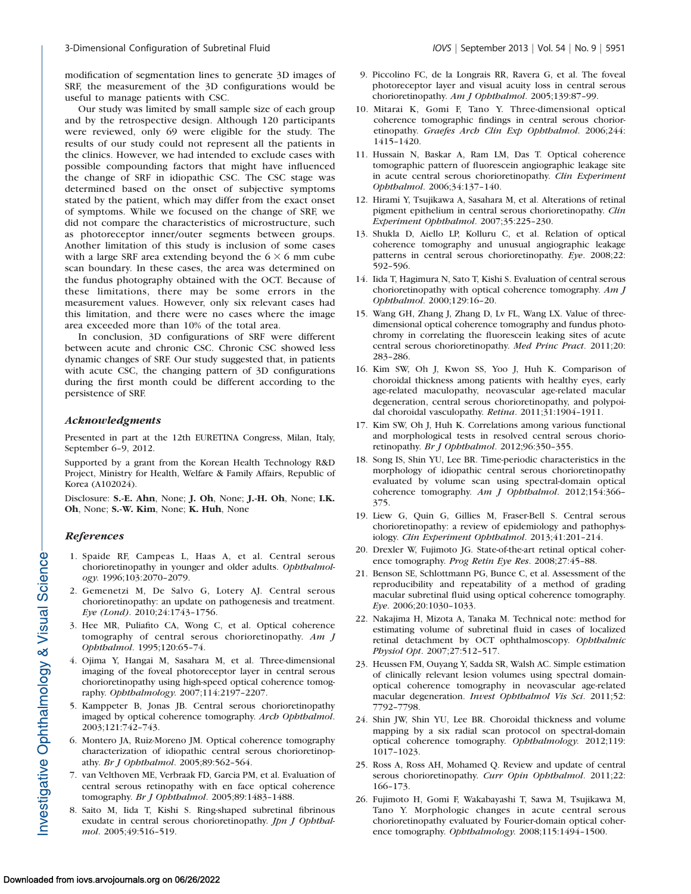modification of segmentation lines to generate 3D images of SRF, the measurement of the 3D configurations would be useful to manage patients with CSC.

Our study was limited by small sample size of each group and by the retrospective design. Although 120 participants were reviewed, only 69 were eligible for the study. The results of our study could not represent all the patients in the clinics. However, we had intended to exclude cases with possible compounding factors that might have influenced the change of SRF in idiopathic CSC. The CSC stage was determined based on the onset of subjective symptoms stated by the patient, which may differ from the exact onset of symptoms. While we focused on the change of SRF, we did not compare the characteristics of microstructure, such as photoreceptor inner/outer segments between groups. Another limitation of this study is inclusion of some cases with a large SRF area extending beyond the $6 \times 6$ mm cube scan boundary. In these cases, the area was determined on the fundus photography obtained with the OCT. Because of these limitations, there may be some errors in the measurement values. However, only six relevant cases had this limitation, and there were no cases where the image area exceeded more than 10% of the total area.

In conclusion, 3D configurations of SRF were different between acute and chronic CSC. Chronic CSC showed less dynamic changes of SRF. Our study suggested that, in patients with acute CSC, the changing pattern of 3D configurations during the first month could be different according to the persistence of SRF.

### *Acknowledgments*

Presented in part at the 12th EURETINA Congress, Milan, Italy, September 6–9, 2012.

Supported by a grant from the Korean Health Technology R&D Project, Ministry for Health, Welfare & Family Affairs, Republic of Korea (A102024).

Disclosure: **S.-E. Ahn**, None; **J. Oh**, None; **J.-H. Oh**, None; **I.K. Oh**, None; **S.-W. Kim**, None; **K. Huh**, None

### *References*

1. Spaide RF, Campeas L, Haas A, et al. Central serous chorioretinopathy in younger and older adults. *Ophthalmology*. 1996;103:2070–2079.
2. Gemenetzi M, De Salvo G, Lotery AJ. Central serous chorioretinopathy: an update on pathogenesis and treatment. *Eye (Lond)*. 2010;24:1743–1756.
3. Hee MR, Puliafito CA, Wong C, et al. Optical coherence tomography of central serous chorioretinopathy. *Am J Ophthalmol*. 1995;120:65–74.
4. Ojima Y, Hangai M, Sasahara M, et al. Three-dimensional imaging of the foveal photoreceptor layer in central serous chorioretinopathy using high-speed optical coherence tomography. *Ophthalmology.* 2007;114:2197–2207.
5. Kamppeter B, Jonas JB. Central serous chorioretinopathy imaged by optical coherence tomography. *Arch Ophthalmol*. 2003;121:742–743.
6. Montero JA, Ruiz-Moreno JM. Optical coherence tomography characterization of idiopathic central serous chorioretinopathy. *Br J Ophthalmol*. 2005;89:562–564.
7. van Velthoven ME, Verbraak FD, Garcia PM, et al. Evaluation of central serous retinopathy with en face optical coherence tomography. *Br J Ophthalmol*. 2005;89:1483–1488.
8. Saito M, Iida T, Kishi S. Ring-shaped subretinal fibrinous exudate in central serous chorioretinopathy. *Jpn J Ophthalmol*. 2005;49:516–519.
9. Piccolino FC, de la Longrais RR, Ravera G, et al. The foveal photoreceptor layer and visual acuity loss in central serous chorioretinopathy. *Am J Ophthalmol*. 2005;139:87–99.
10. Mitarai K, Gomi F, Tano Y. Three-dimensional optical coherence tomographic findings in central serous chorioretinopathy. *Graefes Arch Clin Exp Ophthalmol*. 2006;244:1415–1420.
11. Hussain N, Baskar A, Ram LM, Das T. Optical coherence tomographic pattern of fluorescein angiographic leakage site in acute central serous chorioretinopathy. *Clin Experiment Ophthalmol*. 2006;34:137–140.
12. Hirami Y, Tsujikawa A, Sasahara M, et al. Alterations of retinal pigment epithelium in central serous chorioretinopathy. *Clin Experiment Ophthalmol*. 2007;35:225–230.
13. Shukla D, Aiello LP, Kolluru C, et al. Relation of optical coherence tomography and unusual angiographic leakage patterns in central serous chorioretinopathy. *Eye*. 2008;22:592–596.
14. Iida T, Hagimura N, Sato T, Kishi S. Evaluation of central serous chorioretinopathy with optical coherence tomography. *Am J Ophthalmol*. 2000;129:16–20.
15. Wang GH, Zhang J, Zhang D, Lv FL, Wang LX. Value of three-dimensional optical coherence tomography and fundus photochromy in correlating the fluorescein leaking sites of acute central serous chorioretinopathy. *Med Princ Pract*. 2011;20:283–286.
16. Kim SW, Oh J, Kwon SS, Yoo J, Huh K. Comparison of choroidal thickness among patients with healthy eyes, early age-related maculopathy, neovascular age-related macular degeneration, central serous chorioretinopathy, and polypoidal choroidal vasculopathy. *Retina*. 2011;31:1904–1911.
17. Kim SW, Oh J, Huh K. Correlations among various functional and morphological tests in resolved central serous chorioretinopathy. *Br J Ophthalmol*. 2012;96:350–355.
18. Song IS, Shin YU, Lee BR. Time-periodic characteristics in the morphology of idiopathic central serous chorioretinopathy evaluated by volume scan using spectral-domain optical coherence tomography. *Am J Ophthalmol*. 2012;154:366–375.
19. Liew G, Quin G, Gillies M, Fraser-Bell S. Central serous chorioretinopathy: a review of epidemiology and pathophysiology. *Clin Experiment Ophthalmol*. 2013;41:201–214.
20. Drexler W, Fujimoto JG. State-of-the-art retinal optical coherence tomography. *Prog Retin Eye Res*. 2008;27:45–88.
21. Benson SE, Schlottmann PG, Bunce C, et al. Assessment of the reproducibility and repeatability of a method of grading macular subretinal fluid using optical coherence tomography. *Eye*. 2006;20:1030–1033.
22. Nakajima H, Mizota A, Tanaka M. Technical note: method for estimating volume of subretinal fluid in cases of localized retinal detachment by OCT ophthalmoscopy. *Ophthalmic Physiol Opt*. 2007;27:512–517.
23. Heussen FM, Ouyang Y, Sadda SR, Walsh AC. Simple estimation of clinically relevant lesion volumes using spectral domain-optical coherence tomography in neovascular age-related macular degeneration. *Invest Ophthalmol Vis Sci*. 2011;52:7792–7798.
24. Shin JW, Shin YU, Lee BR. Choroidal thickness and volume mapping by a six radial scan protocol on spectral-domain optical coherence tomography. *Ophthalmology.* 2012;119:1017–1023.
25. Ross A, Ross AH, Mohamed Q. Review and update of central serous chorioretinopathy. *Curr Opin Ophthalmol*. 2011;22:166–173.
26. Fujimoto H, Gomi F, Wakabayashi T, Sawa M, Tsujikawa M, Tano Y. Morphologic changes in acute central serous chorioretinopathy evaluated by Fourier-domain optical coherence tomography. *Ophthalmology.* 2008;115:1494–1500.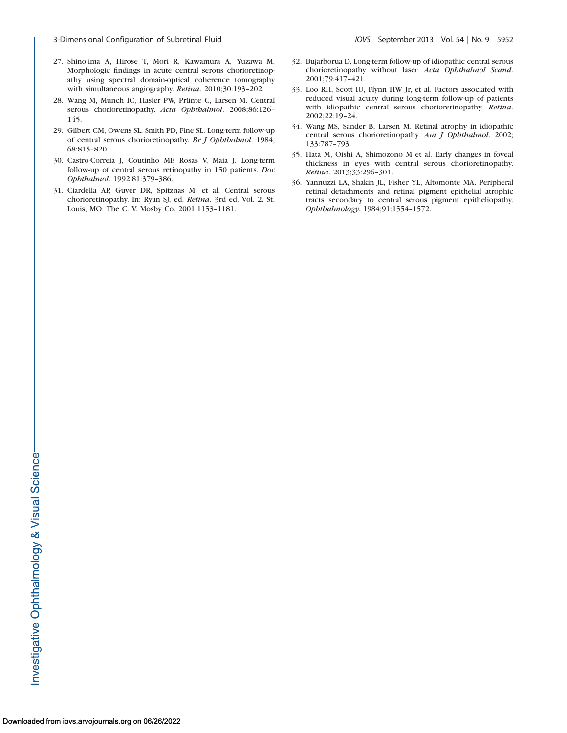27. Shinojima A, Hirose T, Mori R, Kawamura A, Yuzawa M. Morphologic findings in acute central serous chorioretinopathy using spectral domain-optical coherence tomography with simultaneous angiography. *Retina*. 2010;30:193–202.
28. Wang M, Munch IC, Hasler PW, Prünte C, Larsen M. Central serous chorioretinopathy. *Acta Ophthalmol*. 2008;86:126–145.
29. Gilbert CM, Owens SL, Smith PD, Fine SL. Long-term follow-up of central serous chorioretinopathy. *Br J Ophthalmol*. 1984;68:815–820.
30. Castro-Correia J, Coutinho MF, Rosas V, Maia J. Long-term follow-up of central serous retinopathy in 150 patients. *Doc Ophthalmol*. 1992;81:379–386.
31. Ciardella AP, Guyer DR, Spitznas M, et al. Central serous chorioretinopathy. In: Ryan SJ, ed. *Retina*. 3rd ed. Vol. 2. St. Louis, MO: The C. V. Mosby Co. 2001:1153–1181.
32. Bujarborua D. Long-term follow-up of idiopathic central serous chorioretinopathy without laser. *Acta Ophthalmol Scand*. 2001;79:417–421.
33. Loo RH, Scott IU, Flynn HW Jr, et al. Factors associated with reduced visual acuity during long-term follow-up of patients with idiopathic central serous chorioretinopathy. *Retina*. 2002;22:19–24.
34. Wang MS, Sander B, Larsen M. Retinal atrophy in idiopathic central serous chorioretinopathy. *Am J Ophthalmol*. 2002;133:787–793.
35. Hata M, Oishi A, Shimozono M et al. Early changes in foveal thickness in eyes with central serous chorioretinopathy. *Retina*. 2013;33:296–301.
36. Yannuzzi LA, Shakin JL, Fisher YL, Altomonte MA. Peripheral retinal detachments and retinal pigment epithelial atrophic tracts secondary to central serous pigment epitheliopathy. *Ophthalmology*. 1984;91:1554–1572.